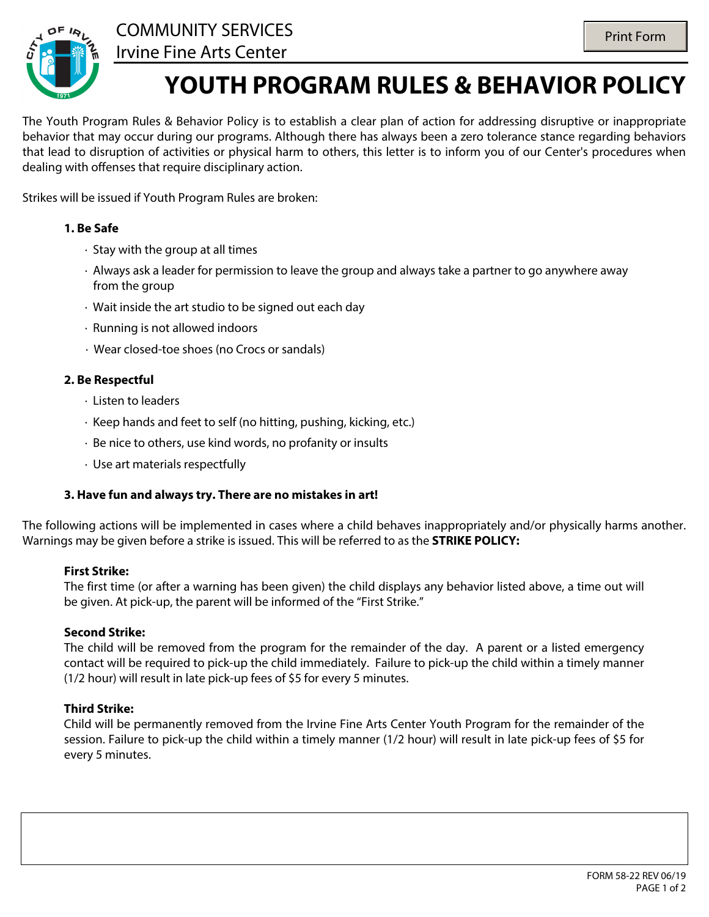COMMUNITY SERVICES
Irvine Fine Arts Center

# YOUTH PROGRAM RULES & BEHAVIOR POLICY

The Youth Program Rules & Behavior Policy is to establish a clear plan of action for addressing disruptive or inappropriate behavior that may occur during our programs. Although there has always been a zero tolerance stance regarding behaviors that lead to disruption of activities or physical harm to others, this letter is to inform you of our Center's procedures when dealing with offenses that require disciplinary action.

Strikes will be issued if Youth Program Rules are broken:

**1. Be Safe**

- Stay with the group at all times
- Always ask a leader for permission to leave the group and always take a partner to go anywhere away from the group
- Wait inside the art studio to be signed out each day
- Running is not allowed indoors
- Wear closed-toe shoes (no Crocs or sandals)

**2. Be Respectful**

- Listen to leaders
- Keep hands and feet to self (no hitting, pushing, kicking, etc.)
- Be nice to others, use kind words, no profanity or insults
- Use art materials respectfully

**3. Have fun and always try. There are no mistakes in art!**

The following actions will be implemented in cases where a child behaves inappropriately and/or physically harms another. Warnings may be given before a strike is issued. This will be referred to as the **STRIKE POLICY:**

**First Strike:**
The first time (or after a warning has been given) the child displays any behavior listed above, a time out will be given. At pick-up, the parent will be informed of the "First Strike."

**Second Strike:**
The child will be removed from the program for the remainder of the day. A parent or a listed emergency contact will be required to pick-up the child immediately. Failure to pick-up the child within a timely manner (1/2 hour) will result in late pick-up fees of $5 for every 5 minutes.

**Third Strike:**
Child will be permanently removed from the Irvine Fine Arts Center Youth Program for the remainder of the session. Failure to pick-up the child within a timely manner (1/2 hour) will result in late pick-up fees of $5 for every 5 minutes.

FORM 58-22 REV 06/19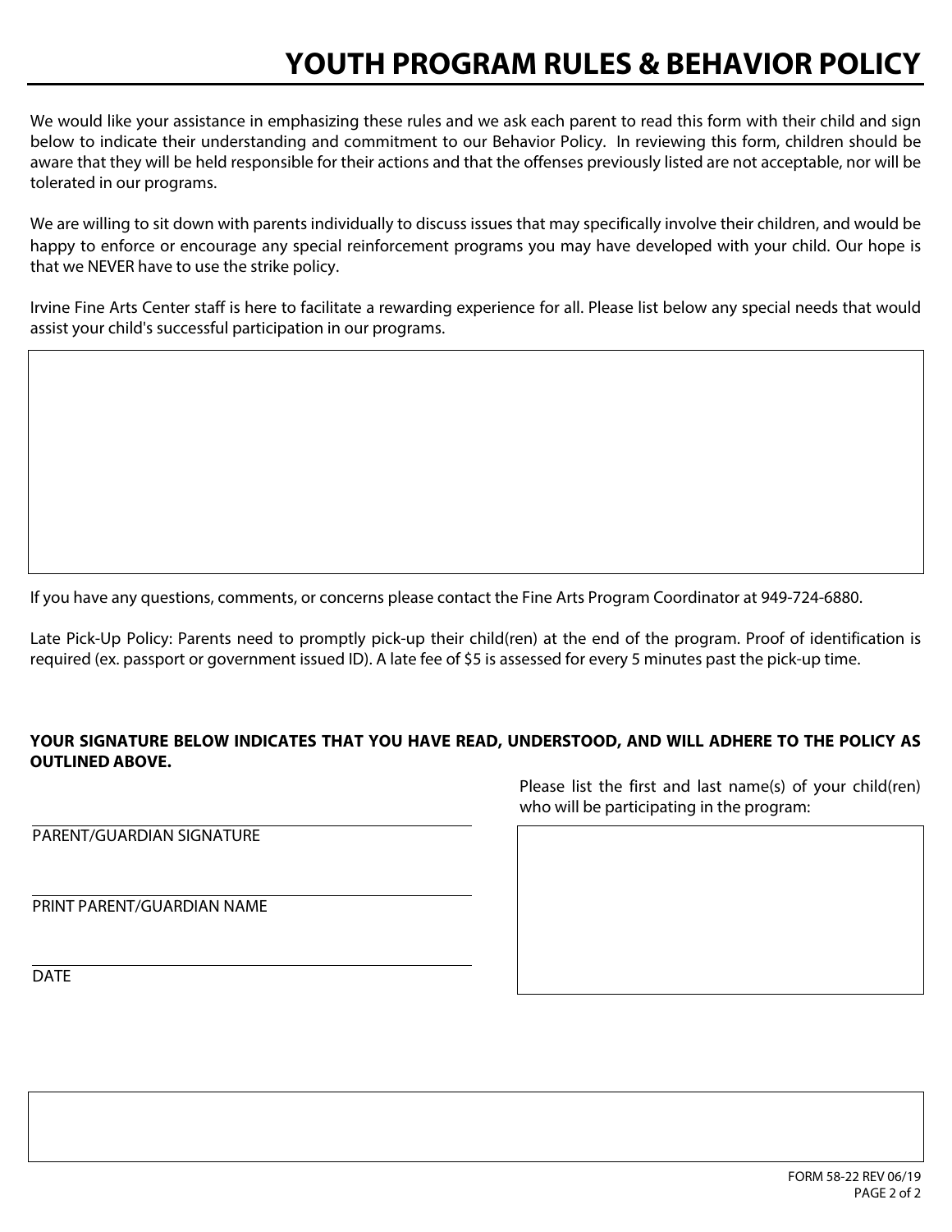# YOUTH PROGRAM RULES & BEHAVIOR POLICY

We would like your assistance in emphasizing these rules and we ask each parent to read this form with their child and sign below to indicate their understanding and commitment to our Behavior Policy. In reviewing this form, children should be aware that they will be held responsible for their actions and that the offenses previously listed are not acceptable, nor will be tolerated in our programs.

We are willing to sit down with parents individually to discuss issues that may specifically involve their children, and would be happy to enforce or encourage any special reinforcement programs you may have developed with your child. Our hope is that we NEVER have to use the strike policy.

Irvine Fine Arts Center staff is here to facilitate a rewarding experience for all. Please list below any special needs that would assist your child's successful participation in our programs.

If you have any questions, comments, or concerns please contact the Fine Arts Program Coordinator at 949-724-6880.

Late Pick-Up Policy: Parents need to promptly pick-up their child(ren) at the end of the program. Proof of identification is required (ex. passport or government issued ID). A late fee of $5 is assessed for every 5 minutes past the pick-up time.

**YOUR SIGNATURE BELOW INDICATES THAT YOU HAVE READ, UNDERSTOOD, AND WILL ADHERE TO THE POLICY AS OUTLINED ABOVE.**

PARENT/GUARDIAN SIGNATURE

PRINT PARENT/GUARDIAN NAME

DATE

Please list the first and last name(s) of your child(ren) who will be participating in the program:

FORM 58-22 REV 06/19